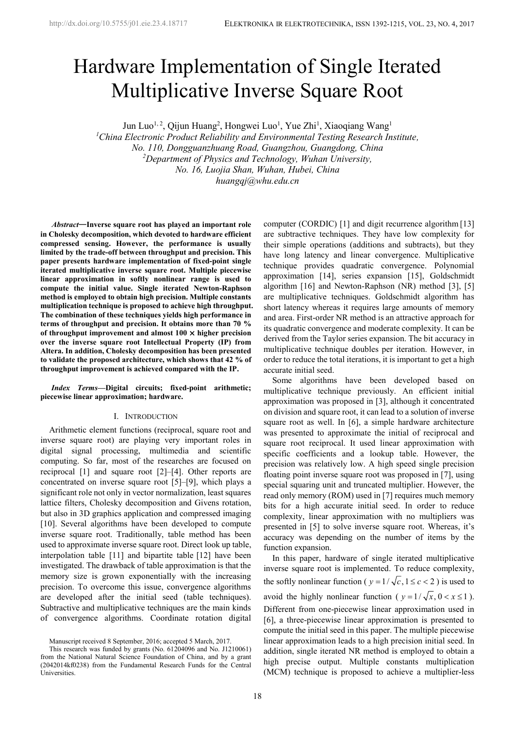# Hardware Implementation of Single Iterated Multiplicative Inverse Square Root

Jun Luo[1, 2], Qijun Huang[2], Hongwei Luo[1], Yue Zhi[1], Xiaoqiang Wang[1]

[1]*China Electronic Product Reliability and Environmental Testing Research Institute, No. 110, Dongguanzhuang Road, Guangzhou, Guangdong, China*

[2]*Department of Physics and Technology, Wuhan University, No. 16, Luojia Shan, Wuhan, Hubei, China*

*huangqj@whu.edu.cn*

***Abstract*—Inverse square root has played an important role in Cholesky decomposition, which devoted to hardware efficient compressed sensing. However, the performance is usually limited by the trade-off between throughput and precision. This paper presents hardware implementation of fixed-point single iterated multiplicative inverse square root. Multiple piecewise linear approximation in softly nonlinear range is used to compute the initial value. Single iterated Newton-Raphson method is employed to obtain high precision. Multiple constants multiplication technique is proposed to achieve high throughput. The combination of these techniques yields high performance in terms of throughput and precision. It obtains more than 70 % of throughput improvement and almost 100 × higher precision over the inverse square root Intellectual Property (IP) from Altera. In addition, Cholesky decomposition has been presented to validate the proposed architecture, which shows that 42 % of throughput improvement is achieved compared with the IP.**

***Index Terms*—Digital circuits; fixed-point arithmetic; piecewise linear approximation; hardware.**

## I. Introduction

Arithmetic element functions (reciprocal, square root and inverse square root) are playing very important roles in digital signal processing, multimedia and scientific computing. So far, most of the researches are focused on reciprocal [1] and square root [2]–[4]. Other reports are concentrated on inverse square root [5]–[9], which plays a significant role not only in vector normalization, least squares lattice filters, Cholesky decomposition and Givens rotation, but also in 3D graphics application and compressed imaging [10]. Several algorithms have been developed to compute inverse square root. Traditionally, table method has been used to approximate inverse square root. Direct look up table, interpolation table [11] and bipartite table [12] have been investigated. The drawback of table approximation is that the memory size is grown exponentially with the increasing precision. To overcome this issue, convergence algorithms are developed after the initial seed (table techniques). Subtractive and multiplicative techniques are the main kinds of convergence algorithms. Coordinate rotation digital computer (CORDIC) [1] and digit recurrence algorithm [13] are subtractive techniques. They have low complexity for their simple operations (additions and subtracts), but they have long latency and linear convergence. Multiplicative technique provides quadratic convergence. Polynomial approximation [14], series expansion [15], Goldschmidt algorithm [16] and Newton-Raphson (NR) method [3], [5] are multiplicative techniques. Goldschmidt algorithm has short latency whereas it requires large amounts of memory and area. First-order NR method is an attractive approach for its quadratic convergence and moderate complexity. It can be derived from the Taylor series expansion. The bit accuracy in multiplicative technique doubles per iteration. However, in order to reduce the total iterations, it is important to get a high accurate initial seed.

Some algorithms have been developed based on multiplicative technique previously. An efficient initial approximation was proposed in [3], although it concentrated on division and square root, it can lead to a solution of inverse square root as well. In [6], a simple hardware architecture was presented to approximate the initial of reciprocal and square root reciprocal. It used linear approximation with specific coefficients and a lookup table. However, the precision was relatively low. A high speed single precision floating point inverse square root was proposed in [7], using special squaring unit and truncated multiplier. However, the read only memory (ROM) used in [7] requires much memory bits for a high accurate initial seed. In order to reduce complexity, linear approximation with no multipliers was presented in [5] to solve inverse square root. Whereas, it's accuracy was depending on the number of items by the function expansion.

In this paper, hardware of single iterated multiplicative inverse square root is implemented. To reduce complexity, the softly nonlinear function ( $y = 1/\sqrt{c}, 1 \le c < 2$ ) is used to avoid the highly nonlinear function ( $y = 1/\sqrt{x}, 0 < x \le 1$ ). Different from one-piecewise linear approximation used in [6], a three-piecewise linear approximation is presented to compute the initial seed in this paper. The multiple piecewise linear approximation leads to a high precision initial seed. In addition, single iterated NR method is employed to obtain a high precise output. Multiple constants multiplication (MCM) technique is proposed to achieve a multiplier-less

Manuscript received 8 September, 2016; accepted 5 March, 2017.

This research was funded by grants (No. 61204096 and No. J1210061) from the National Natural Science Foundation of China, and by a grant (2042014kf0238) from the Fundamental Research Funds for the Central Universities.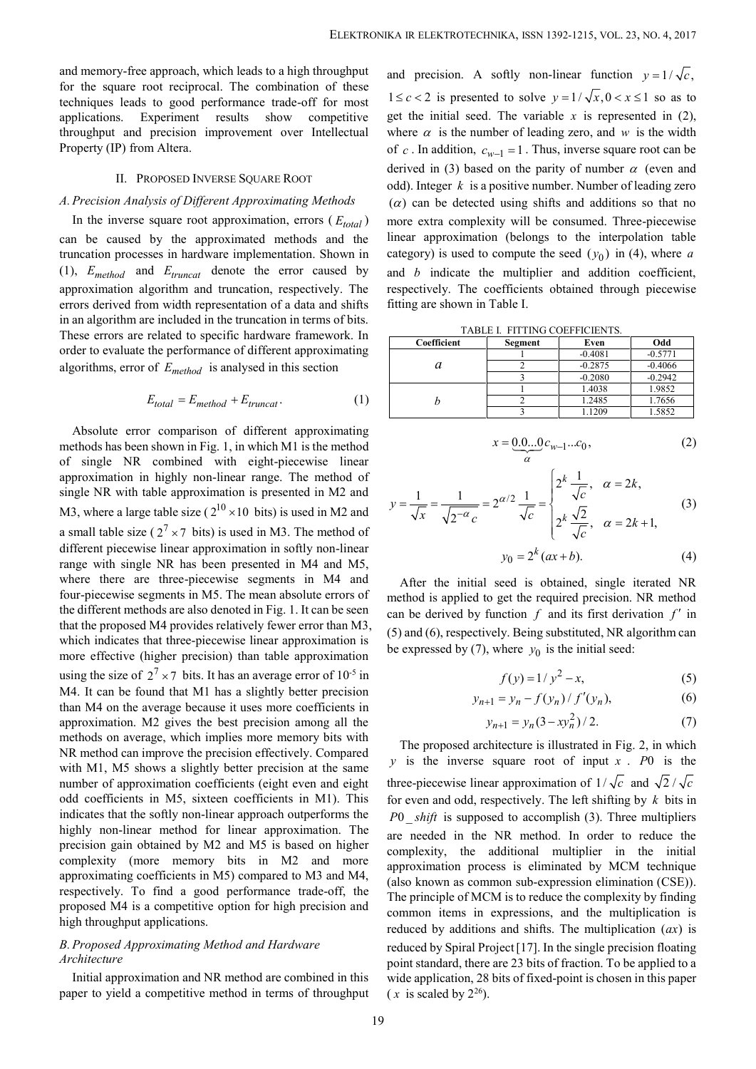and memory-free approach, which leads to a high throughput for the square root reciprocal. The combination of these techniques leads to good performance trade-off for most applications. Experiment results show competitive throughput and precision improvement over Intellectual Property (IP) from Altera.

## II. Proposed Inverse Square Root

### A. Precision Analysis of Different Approximating Methods

In the inverse square root approximation, errors ($E_{total}$) can be caused by the approximated methods and the truncation processes in hardware implementation. Shown in (1), $E_{method}$ and $E_{truncat}$ denote the error caused by approximation algorithm and truncation, respectively. The errors derived from width representation of a data and shifts in an algorithm are included in the truncation in terms of bits. These errors are related to specific hardware framework. In order to evaluate the performance of different approximating algorithms, error of $E_{method}$ is analysed in this section

$$E_{total} = E_{method} + E_{truncat}. \tag{1}$$

Absolute error comparison of different approximating methods has been shown in Fig. 1, in which M1 is the method of single NR combined with eight-piecewise linear approximation in highly non-linear range. The method of single NR with table approximation is presented in M2 and M3, where a large table size ($2^{10} \times 10$ bits) is used in M2 and a small table size ($2^{7} \times 7$ bits) is used in M3. The method of different piecewise linear approximation in softly non-linear range with single NR has been presented in M4 and M5, where there are three-piecewise segments in M4 and four-piecewise segments in M5. The mean absolute errors of the different methods are also denoted in Fig. 1. It can be seen that the proposed M4 provides relatively fewer error than M3, which indicates that three-piecewise linear approximation is more effective (higher precision) than table approximation using the size of $2^{7} \times 7$ bits. It has an average error of $10^{-5}$ in M4. It can be found that M1 has a slightly better precision than M4 on the average because it uses more coefficients in approximation. M2 gives the best precision among all the methods on average, which implies more memory bits with NR method can improve the precision effectively. Compared with M1, M5 shows a slightly better precision at the same number of approximation coefficients (eight even and eight odd coefficients in M5, sixteen coefficients in M1). This indicates that the softly non-linear approach outperforms the highly non-linear method for linear approximation. The precision gain obtained by M2 and M5 is based on higher complexity (more memory bits in M2 and more approximating coefficients in M5) compared to M3 and M4, respectively. To find a good performance trade-off, the proposed M4 is a competitive option for high precision and high throughput applications.

### B. Proposed Approximating Method and Hardware Architecture

Initial approximation and NR method are combined in this paper to yield a competitive method in terms of throughput and precision. A softly non-linear function $y = 1/\sqrt{c}$, $1 \le c < 2$ is presented to solve $y = 1/\sqrt{x}, 0 < x \le 1$ so as to get the initial seed. The variable $x$ is represented in (2), where $\alpha$ is the number of leading zero, and $w$ is the width of $c$. In addition, $c_{w-1} = 1$. Thus, inverse square root can be derived in (3) based on the parity of number $\alpha$ (even and odd). Integer $k$ is a positive number. Number of leading zero ($\alpha$) can be detected using shifts and additions so that no more extra complexity will be consumed. Three-piecewise linear approximation (belongs to the interpolation table category) is used to compute the seed ($y_0$) in (4), where $a$ and $b$ indicate the multiplier and addition coefficient, respectively. The coefficients obtained through piecewise fitting are shown in Table I.

TABLE I. FITTING COEFFICIENTS.

| Coefficient | Segment | Even | Odd |
|---|---|---|---|
| $a$ | 1 | -0.4081 | -0.5771 |
| | 2 | -0.2875 | -0.4066 |
| | 3 | -0.2080 | -0.2942 |
| $b$ | 1 | 1.4038 | 1.9852 |
| | 2 | 1.2485 | 1.7656 |
| | 3 | 1.1209 | 1.5852 |

$$x = \underbrace{0.0...0}_{\alpha} c_{w-1}...c_0, \tag{2}$$

$$y = \frac{1}{\sqrt{x}} = \frac{1}{\sqrt{2^{-\alpha} c}} = 2^{\alpha/2} \frac{1}{\sqrt{c}} = \begin{cases} 2^k \dfrac{1}{\sqrt{c}}, & \alpha = 2k, \\ 2^k \dfrac{\sqrt{2}}{\sqrt{c}}, & \alpha = 2k+1, \end{cases} \tag{3}$$

$$y_0 = 2^k (ax + b). \tag{4}$$

After the initial seed is obtained, single iterated NR method is applied to get the required precision. NR method can be derived by function $f$ and its first derivation $f'$ in (5) and (6), respectively. Being substituted, NR algorithm can be expressed by (7), where $y_0$ is the initial seed:

$$f(y) = 1/y^2 - x, \tag{5}$$

$$y_{n+1} = y_n - f(y_n)/f'(y_n), \tag{6}$$

$$y_{n+1} = y_n (3 - x y_n^2)/2. \tag{7}$$

The proposed architecture is illustrated in Fig. 2, in which $y$ is the inverse square root of input $x$. $P0$ is the three-piecewise linear approximation of $1/\sqrt{c}$ and $\sqrt{2}/\sqrt{c}$ for even and odd, respectively. The left shifting by $k$ bits in $P0\_shift$ is supposed to accomplish (3). Three multipliers are needed in the NR method. In order to reduce the complexity, the additional multiplier in the initial approximation process is eliminated by MCM technique (also known as common sub-expression elimination (CSE)). The principle of MCM is to reduce the complexity by finding common items in expressions, and the multiplication is reduced by additions and shifts. The multiplication ($ax$) is reduced by Spiral Project [17]. In the single precision floating point standard, there are 23 bits of fraction. To be applied to a wide application, 28 bits of fixed-point is chosen in this paper ($x$ is scaled by $2^{26}$).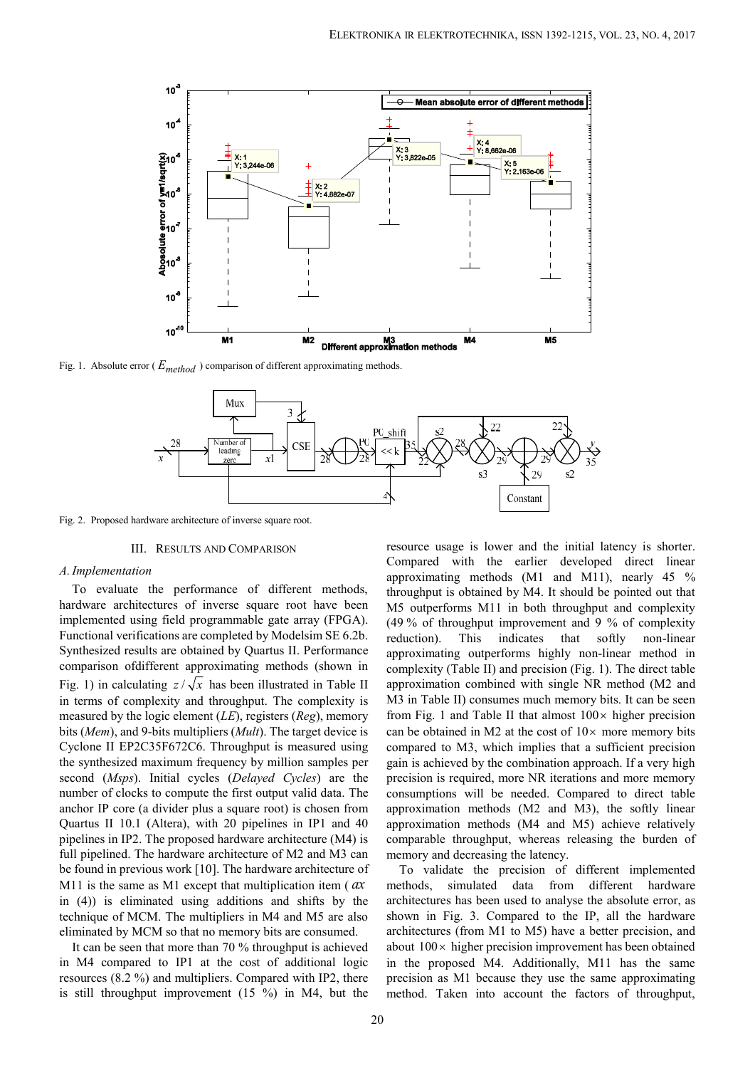Fig. 1. Absolute error ( $E_{method}$ ) comparison of different approximating methods.

Fig. 2. Proposed hardware architecture of inverse square root.

## III. RESULTS AND COMPARISON

### A. Implementation

To evaluate the performance of different methods, hardware architectures of inverse square root have been implemented using field programmable gate array (FPGA). Functional verifications are completed by Modelsim SE 6.2b. Synthesized results are obtained by Quartus II. Performance comparison ofdifferent approximating methods (shown in Fig. 1) in calculating $z/\sqrt{x}$ has been illustrated in Table II in terms of complexity and throughput. The complexity is measured by the logic element (*LE*), registers (*Reg*), memory bits (*Mem*), and 9-bits multipliers (*Mult*). The target device is Cyclone II EP2C35F672C6. Throughput is measured using the synthesized maximum frequency by million samples per second (*Msps*). Initial cycles (*Delayed Cycles*) are the number of clocks to compute the first output valid data. The anchor IP core (a divider plus a square root) is chosen from Quartus II 10.1 (Altera), with 20 pipelines in IP1 and 40 pipelines in IP2. The proposed hardware architecture (M4) is full pipelined. The hardware architecture of M2 and M3 can be found in previous work [10]. The hardware architecture of M11 is the same as M1 except that multiplication item ( $ax$ in (4)) is eliminated using additions and shifts by the technique of MCM. The multipliers in M4 and M5 are also eliminated by MCM so that no memory bits are consumed.

It can be seen that more than 70 % throughput is achieved in M4 compared to IP1 at the cost of additional logic resources (8.2 %) and multipliers. Compared with IP2, there is still throughput improvement (15 %) in M4, but the resource usage is lower and the initial latency is shorter. Compared with the earlier developed direct linear approximating methods (M1 and M11), nearly 45 % throughput is obtained by M4. It should be pointed out that M5 outperforms M11 in both throughput and complexity (49 % of throughput improvement and 9 % of complexity reduction). This indicates that softly non-linear approximating outperforms highly non-linear method in complexity (Table II) and precision (Fig. 1). The direct table approximation combined with single NR method (M2 and M3 in Table II) consumes much memory bits. It can be seen from Fig. 1 and Table II that almost $100\times$ higher precision can be obtained in M2 at the cost of $10\times$ more memory bits compared to M3, which implies that a sufficient precision gain is achieved by the combination approach. If a very high precision is required, more NR iterations and more memory consumptions will be needed. Compared to direct table approximation methods (M2 and M3), the softly linear approximation methods (M4 and M5) achieve relatively comparable throughput, whereas releasing the burden of memory and decreasing the latency.

To validate the precision of different implemented methods, simulated data from different hardware architectures has been used to analyse the absolute error, as shown in Fig. 3. Compared to the IP, all the hardware architectures (from M1 to M5) have a better precision, and about $100\times$ higher precision improvement has been obtained in the proposed M4. Additionally, M11 has the same precision as M1 because they use the same approximating method. Taken into account the factors of throughput,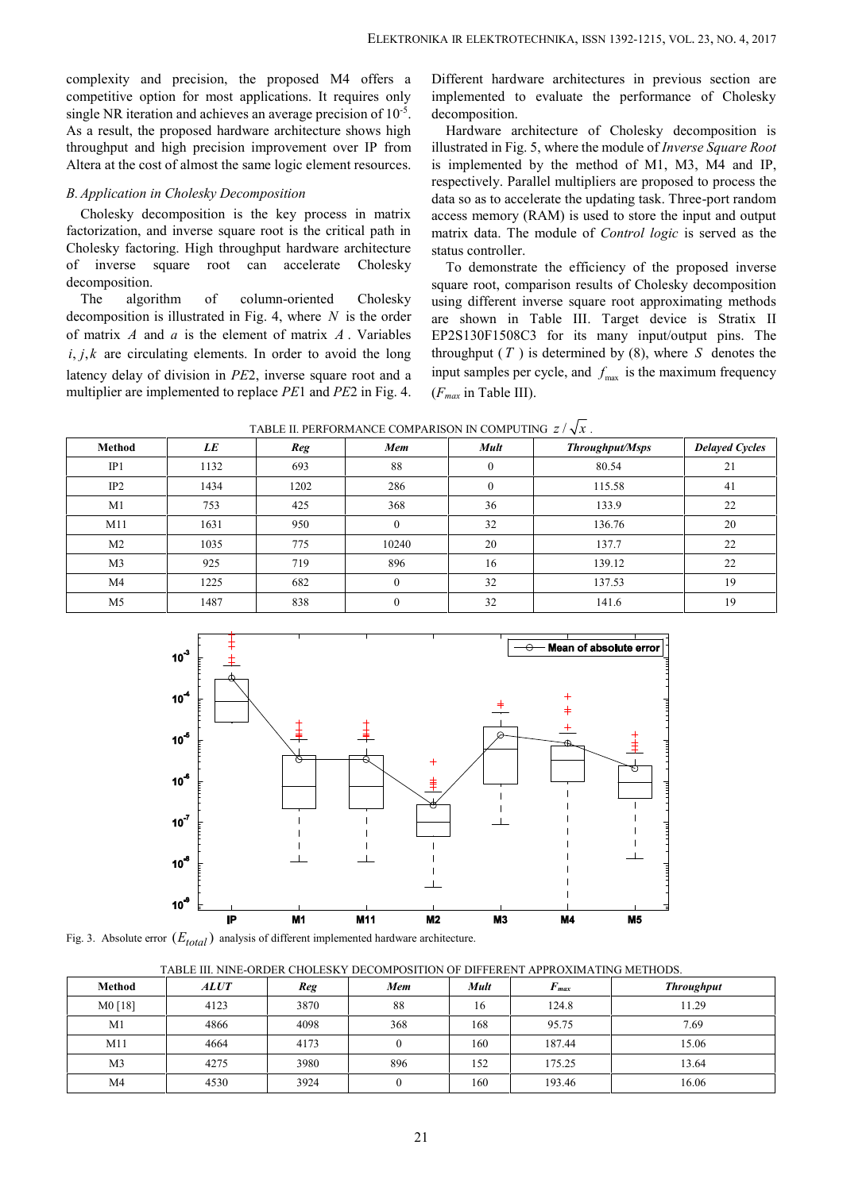complexity and precision, the proposed M4 offers a competitive option for most applications. It requires only single NR iteration and achieves an average precision of $10^{-5}$. As a result, the proposed hardware architecture shows high throughput and high precision improvement over IP from Altera at the cost of almost the same logic element resources.

### *B. Application in Cholesky Decomposition*

Cholesky decomposition is the key process in matrix factorization, and inverse square root is the critical path in Cholesky factoring. High throughput hardware architecture of inverse square root can accelerate Cholesky decomposition.

The algorithm of column-oriented Cholesky decomposition is illustrated in Fig. 4, where $N$ is the order of matrix $A$ and $a$ is the element of matrix $A$. Variables $i, j, k$ are circulating elements. In order to avoid the long latency delay of division in $PE2$, inverse square root and a multiplier are implemented to replace $PE1$ and $PE2$ in Fig. 4. Different hardware architectures in previous section are implemented to evaluate the performance of Cholesky decomposition.

Hardware architecture of Cholesky decomposition is illustrated in Fig. 5, where the module of *Inverse Square Root* is implemented by the method of M1, M3, M4 and IP, respectively. Parallel multipliers are proposed to process the data so as to accelerate the updating task. Three-port random access memory (RAM) is used to store the input and output matrix data. The module of *Control logic* is served as the status controller.

To demonstrate the efficiency of the proposed inverse square root, comparison results of Cholesky decomposition using different inverse square root approximating methods are shown in Table III. Target device is Stratix II EP2S130F1508C3 for its many input/output pins. The throughput ($T$) is determined by (8), where $S$ denotes the input samples per cycle, and $f_{\max}$ is the maximum frequency ($F_{max}$ in Table III).

TABLE II. PERFORMANCE COMPARISON IN COMPUTING $z/\sqrt{x}$.

| Method | *LE* | *Reg* | *Mem* | *Mult* | *Throughput/Msps* | *Delayed Cycles* |
|---|---|---|---|---|---|---|
| IP1 | 1132 | 693 | 88 | 0 | 80.54 | 21 |
| IP2 | 1434 | 1202 | 286 | 0 | 115.58 | 41 |
| M1 | 753 | 425 | 368 | 36 | 133.9 | 22 |
| M11 | 1631 | 950 | 0 | 32 | 136.76 | 20 |
| M2 | 1035 | 775 | 10240 | 20 | 137.7 | 22 |
| M3 | 925 | 719 | 896 | 16 | 139.12 | 22 |
| M4 | 1225 | 682 | 0 | 32 | 137.53 | 19 |
| M5 | 1487 | 838 | 0 | 32 | 141.6 | 19 |

Fig. 3. Absolute error $(E_{total})$ analysis of different implemented hardware architecture.

TABLE III. NINE-ORDER CHOLESKY DECOMPOSITION OF DIFFERENT APPROXIMATING METHODS.

| Method | *ALUT* | *Reg* | *Mem* | *Mult* | $F_{max}$ | *Throughput* |
|---|---|---|---|---|---|---|
| M0 [18] | 4123 | 3870 | 88 | 16 | 124.8 | 11.29 |
| M1 | 4866 | 4098 | 368 | 168 | 95.75 | 7.69 |
| M11 | 4664 | 4173 | 0 | 160 | 187.44 | 15.06 |
| M3 | 4275 | 3980 | 896 | 152 | 175.25 | 13.64 |
| M4 | 4530 | 3924 | 0 | 160 | 193.46 | 16.06 |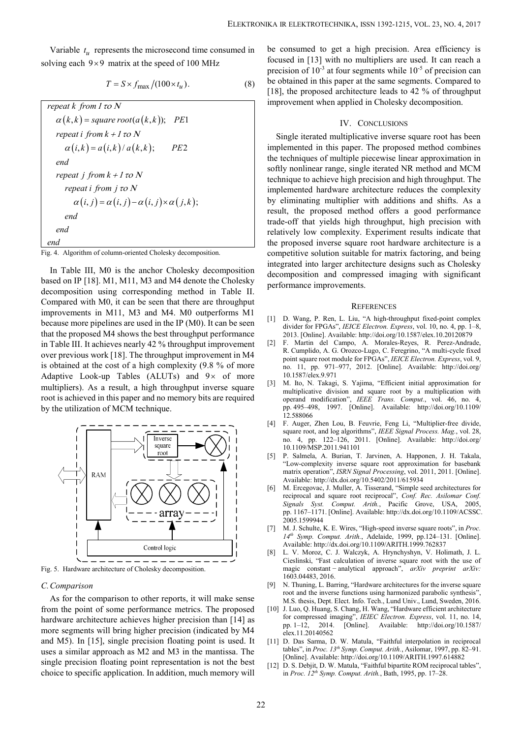Variable $t_u$ represents the microsecond time consumed in solving each $9 \times 9$ matrix at the speed of 100 MHz

$$T = S \times f_{\max} / (100 \times t_u). \tag{8}$$

```
repeat k from 1 to N
  α(k,k) = square root(a(k,k));   PE1
  repeat i from k + 1 to N
    α(i,k) = a(i,k) / a(k,k);     PE2
  end
  repeat j from k + 1 to N
    repeat i from j to N
      α(i,j) = α(i,j) − α(i,j) × α(j,k);
    end
  end
end
```

Fig. 4. Algorithm of column-oriented Cholesky decomposition.

In Table III, M0 is the anchor Cholesky decomposition based on IP [18]. M1, M11, M3 and M4 denote the Cholesky decomposition using corresponding method in Table II. Compared with M0, it can be seen that there are throughput improvements in M11, M3 and M4. M0 outperforms M1 because more pipelines are used in the IP (M0). It can be seen that the proposed M4 shows the best throughput performance in Table III. It achieves nearly 42 % throughput improvement over previous work [18]. The throughput improvement in M4 is obtained at the cost of a high complexity (9.8 % of more Adaptive Look-up Tables (ALUTs) and $9\times$ of more multipliers). As a result, a high throughput inverse square root is achieved in this paper and no memory bits are required by the utilization of MCM technique.

Fig. 5. Hardware architecture of Cholesky decomposition.

### C. Comparison

As for the comparison to other reports, it will make sense from the point of some performance metrics. The proposed hardware architecture achieves higher precision than [14] as more segments will bring higher precision (indicated by M4 and M5). In [15], single precision floating point is used. It uses a similar approach as M2 and M3 in the mantissa. The single precision floating point representation is not the best choice to specific application. In addition, much memory will be consumed to get a high precision. Area efficiency is focused in [13] with no multipliers are used. It can reach a precision of $10^{-3}$ at four segments while $10^{-5}$ of precision can be obtained in this paper at the same segments. Compared to [18], the proposed architecture leads to 42 % of throughput improvement when applied in Cholesky decomposition.

## IV. CONCLUSIONS

Single iterated multiplicative inverse square root has been implemented in this paper. The proposed method combines the techniques of multiple piecewise linear approximation in softly nonlinear range, single iterated NR method and MCM technique to achieve high precision and high throughput. The implemented hardware architecture reduces the complexity by eliminating multiplier with additions and shifts. As a result, the proposed method offers a good performance trade-off that yields high throughput, high precision with relatively low complexity. Experiment results indicate that the proposed inverse square root hardware architecture is a competitive solution suitable for matrix factoring, and being integrated into larger architecture designs such as Cholesky decomposition and compressed imaging with significant performance improvements.

## REFERENCES

[1] D. Wang, P. Ren, L. Liu, "A high-throughput fixed-point complex divider for FPGAs", *IEICE Electron. Express*, vol. 10, no. 4, pp. 1–8, 2013. [Online]. Available: http://doi.org/10.1587/elex.10.20120879

[2] F. Martin del Campo, A. Morales-Reyes, R. Perez-Andrade, R. Cumplido, A. G. Orozco-Lugo, C. Feregrino, "A multi-cycle fixed point square root module for FPGAs", *IEICE Electron. Express*, vol. 9, no. 11, pp. 971–977, 2012. [Online]. Available: http://doi.org/10.1587/elex.9.971

[3] M. Ito, N. Takagi, S. Yajima, "Efficient initial approximation for multiplicative division and square root by a multiplication with operand modification", *IEEE Trans. Comput.*, vol. 46, no. 4, pp. 495–498, 1997. [Online]. Available: http://doi.org/10.1109/12.588066

[4] F. Auger, Zhen Lou, B. Feuvrie, Feng Li, "Multiplier-free divide, square root, and log algorithms", *IEEE Signal Process. Mag.*, vol. 28, no. 4, pp. 122–126, 2011. [Online]. Available: http://doi.org/10.1109/MSP.2011.941101

[5] P. Salmela, A. Burian, T. Jarvinen, A. Happonen, J. H. Takala, "Low-complexity inverse square root approximation for basebank matrix operation", *ISRN Signal Processing*, vol. 2011, 2011. [Online]. Available: http://dx.doi.org/10.5402/2011/615934

[6] M. Ercegovac, J. Muller, A. Tisserand, "Simple seed architectures for reciprocal and square root reciprocal", *Conf. Rec. Asilomar Conf. Signals Syst. Comput. Arith.*, Pacific Grove, USA, 2005, pp. 1167–1171. [Online]. Available: http://dx.doi.org/10.1109/ACSSC.2005.1599944

[7] M. J. Schulte, K. E. Wires, "High-speed inverse square roots", in *Proc. 14th Symp. Comput. Arith.*, Adelaide, 1999, pp.124–131. [Online]. Available: http://dx.doi.org/10.1109/ARITH.1999.762837

[8] L. V. Moroz, C. J. Walczyk, A. Hrynchyshyn, V. Holimath, J. L. Cieslinski, "Fast calculation of inverse square root with the use of magic constant – analytical approach", *arXiv preprint arXiv:* 1603.04483, 2016.

[9] N. Thuning, L. Barring, "Hardware architectures for the inverse square root and the inverse functions using harmonized parabolic synthesis", M.S. thesis, Dept. Elect. Info. Tech., Lund Univ., Lund, Sweden, 2016.

[10] J. Luo, Q. Huang, S. Chang, H. Wang, "Hardware efficient architecture for compressed imaging", *IEIEC Electron. Express*, vol. 11, no. 14, pp. 1–12, 2014. [Online]. Available: http://doi.org/10.1587/elex.11.20140562

[11] D. Das Sarma, D. W. Matula, "Faithful interpolation in reciprocal tables", in *Proc. 13th Symp. Comput. Arith.*, Asilomar, 1997, pp. 82–91. [Online]. Available: http://doi.org/10.1109/ARITH.1997.614882

[12] D. S. Debjit, D. W. Matula, "Faithful bipartite ROM reciprocal tables", in *Proc. 12th Symp. Comput. Arith.*, Bath, 1995, pp. 17–28.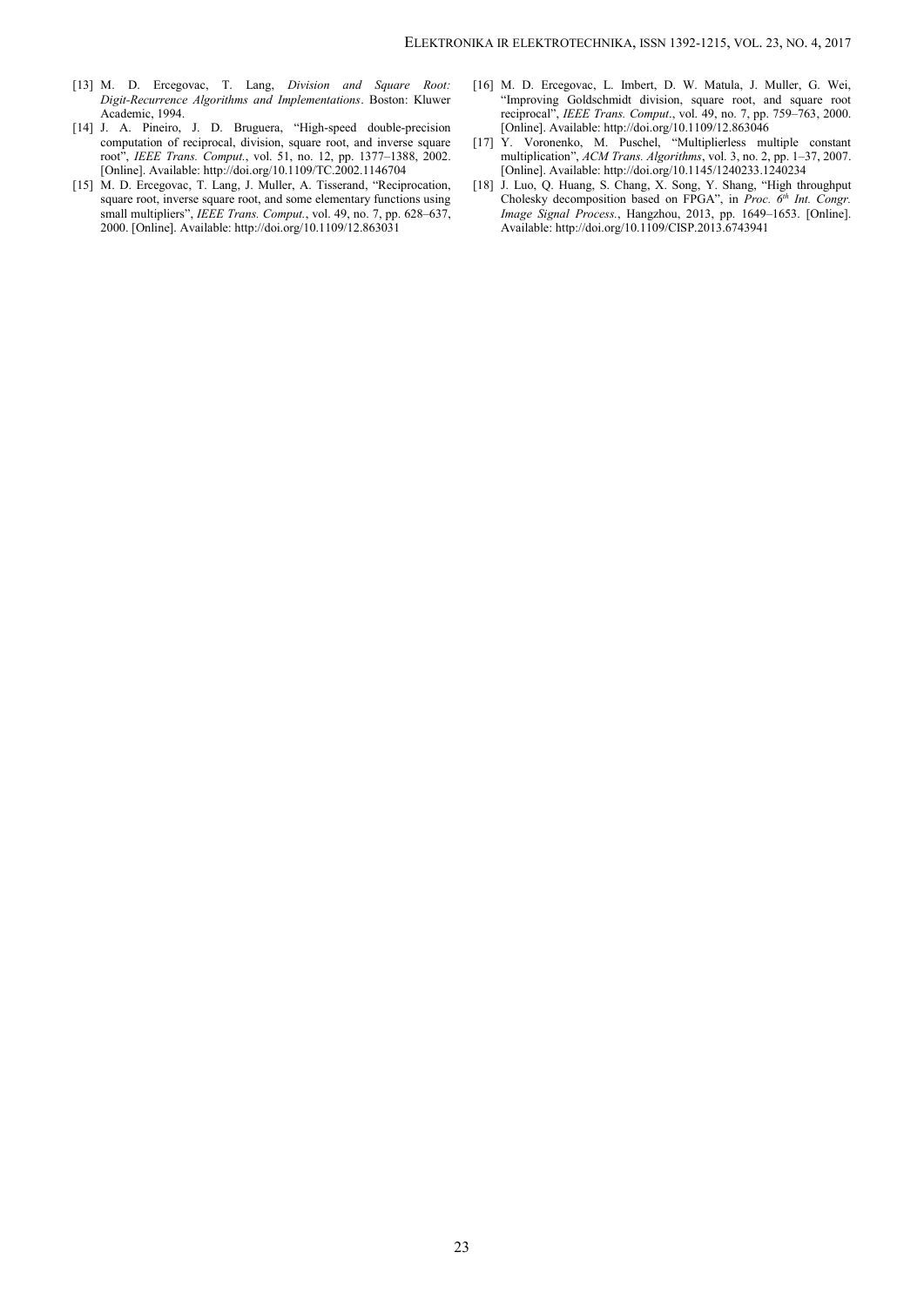[13] M. D. Ercegovac, T. Lang, *Division and Square Root: Digit-Recurrence Algorithms and Implementations*. Boston: Kluwer Academic, 1994.

[14] J. A. Pineiro, J. D. Bruguera, "High-speed double-precision computation of reciprocal, division, square root, and inverse square root", *IEEE Trans. Comput.*, vol. 51, no. 12, pp. 1377–1388, 2002. [Online]. Available: http://doi.org/10.1109/TC.2002.1146704

[15] M. D. Ercegovac, T. Lang, J. Muller, A. Tisserand, "Reciprocation, square root, inverse square root, and some elementary functions using small multipliers", *IEEE Trans. Comput.*, vol. 49, no. 7, pp. 628–637, 2000. [Online]. Available: http://doi.org/10.1109/12.863031

[16] M. D. Ercegovac, L. Imbert, D. W. Matula, J. Muller, G. Wei, "Improving Goldschmidt division, square root, and square root reciprocal", *IEEE Trans. Comput*., vol. 49, no. 7, pp. 759–763, 2000. [Online]. Available: http://doi.org/10.1109/12.863046

[17] Y. Voronenko, M. Puschel, "Multiplierless multiple constant multiplication", *ACM Trans. Algorithms*, vol. 3, no. 2, pp. 1–37, 2007. [Online]. Available: http://doi.org/10.1145/1240233.1240234

[18] J. Luo, Q. Huang, S. Chang, X. Song, Y. Shang, "High throughput Cholesky decomposition based on FPGA", in *Proc. 6th Int. Congr. Image Signal Process.*, Hangzhou, 2013, pp. 1649–1653. [Online]. Available: http://doi.org/10.1109/CISP.2013.6743941